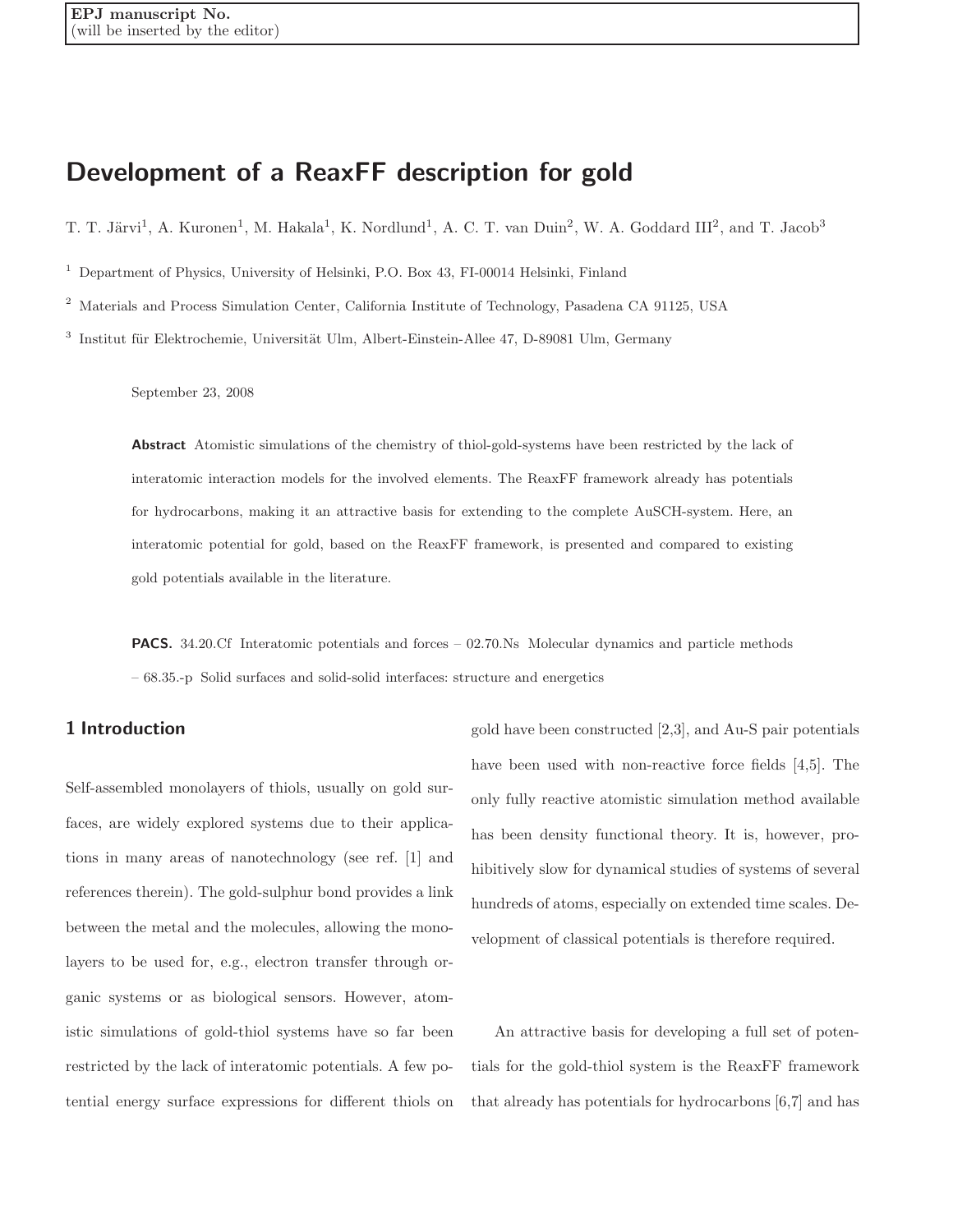EPJ manuscript No.
(will be inserted by the editor)

# Development of a ReaxFF description for gold

T. T. Järvi[1], A. Kuronen[1], M. Hakala[1], K. Nordlund[1], A. C. T. van Duin[2], W. A. Goddard III[2], and T. Jacob[3]

[1] Department of Physics, University of Helsinki, P.O. Box 43, FI-00014 Helsinki, Finland

[2] Materials and Process Simulation Center, California Institute of Technology, Pasadena CA 91125, USA

[3] Institut für Elektrochemie, Universität Ulm, Albert-Einstein-Allee 47, D-89081 Ulm, Germany

September 23, 2008

**Abstract** Atomistic simulations of the chemistry of thiol-gold-systems have been restricted by the lack of interatomic interaction models for the involved elements. The ReaxFF framework already has potentials for hydrocarbons, making it an attractive basis for extending to the complete AuSCH-system. Here, an interatomic potential for gold, based on the ReaxFF framework, is presented and compared to existing gold potentials available in the literature.

**PACS.** 34.20.Cf Interatomic potentials and forces – 02.70.Ns Molecular dynamics and particle methods – 68.35.-p Solid surfaces and solid-solid interfaces: structure and energetics

## 1 Introduction

Self-assembled monolayers of thiols, usually on gold surfaces, are widely explored systems due to their applications in many areas of nanotechnology (see ref. [1] and references therein). The gold-sulphur bond provides a link between the metal and the molecules, allowing the monolayers to be used for, e.g., electron transfer through organic systems or as biological sensors. However, atomistic simulations of gold-thiol systems have so far been restricted by the lack of interatomic potentials. A few potential energy surface expressions for different thiols on gold have been constructed [2,3], and Au-S pair potentials have been used with non-reactive force fields [4,5]. The only fully reactive atomistic simulation method available has been density functional theory. It is, however, prohibitively slow for dynamical studies of systems of several hundreds of atoms, especially on extended time scales. Development of classical potentials is therefore required.

An attractive basis for developing a full set of potentials for the gold-thiol system is the ReaxFF framework that already has potentials for hydrocarbons [6,7] and has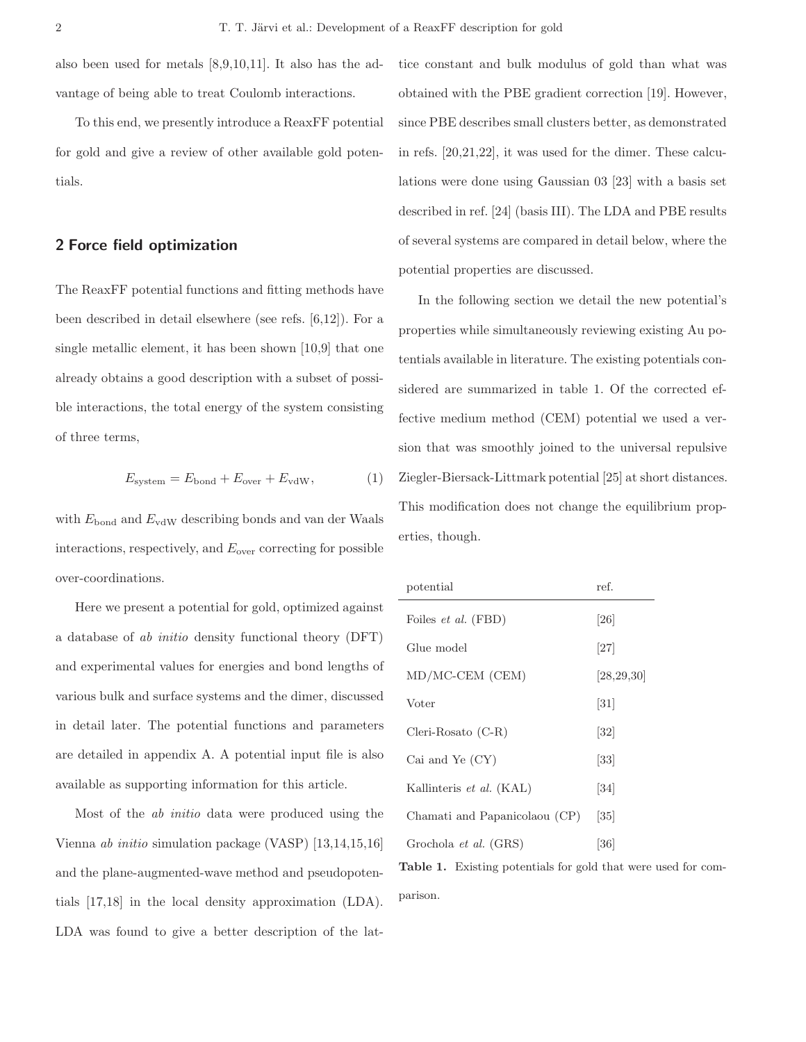also been used for metals [8,9,10,11]. It also has the advantage of being able to treat Coulomb interactions.

To this end, we presently introduce a ReaxFF potential for gold and give a review of other available gold potentials.

## 2 Force field optimization

The ReaxFF potential functions and fitting methods have been described in detail elsewhere (see refs. [6,12]). For a single metallic element, it has been shown [10,9] that one already obtains a good description with a subset of possible interactions, the total energy of the system consisting of three terms,

$$E_{\text{system}} = E_{\text{bond}} + E_{\text{over}} + E_{\text{vdW}}, \qquad (1)$$

with $E_{\text{bond}}$ and $E_{\text{vdW}}$ describing bonds and van der Waals interactions, respectively, and $E_{\text{over}}$ correcting for possible over-coordinations.

Here we present a potential for gold, optimized against a database of *ab initio* density functional theory (DFT) and experimental values for energies and bond lengths of various bulk and surface systems and the dimer, discussed in detail later. The potential functions and parameters are detailed in appendix A. A potential input file is also available as supporting information for this article.

Most of the *ab initio* data were produced using the Vienna *ab initio* simulation package (VASP) [13,14,15,16] and the plane-augmented-wave method and pseudopotentials [17,18] in the local density approximation (LDA). LDA was found to give a better description of the lattice constant and bulk modulus of gold than what was obtained with the PBE gradient correction [19]. However, since PBE describes small clusters better, as demonstrated in refs. [20,21,22], it was used for the dimer. These calculations were done using Gaussian 03 [23] with a basis set described in ref. [24] (basis III). The LDA and PBE results of several systems are compared in detail below, where the potential properties are discussed.

In the following section we detail the new potential's properties while simultaneously reviewing existing Au potentials available in literature. The existing potentials considered are summarized in table 1. Of the corrected effective medium method (CEM) potential we used a version that was smoothly joined to the universal repulsive Ziegler-Biersack-Littmark potential [25] at short distances. This modification does not change the equilibrium properties, though.

| potential | ref. |
|---|---|
| Foiles *et al.* (FBD) | [26] |
| Glue model | [27] |
| MD/MC-CEM (CEM) | [28,29,30] |
| Voter | [31] |
| Cleri-Rosato (C-R) | [32] |
| Cai and Ye (CY) | [33] |
| Kallinteris *et al.* (KAL) | [34] |
| Chamati and Papanicolaou (CP) | [35] |
| Grochola *et al.* (GRS) | [36] |

**Table 1.** Existing potentials for gold that were used for comparison.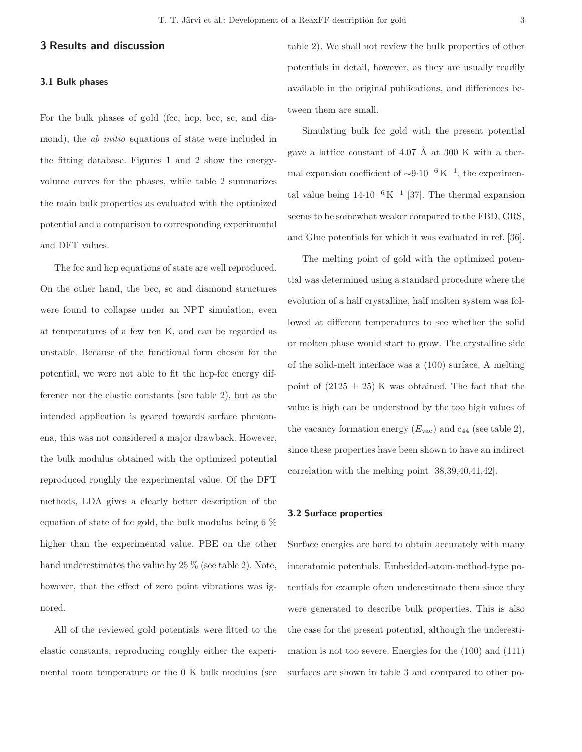## 3 Results and discussion

### 3.1 Bulk phases

For the bulk phases of gold (fcc, hcp, bcc, sc, and diamond), the *ab initio* equations of state were included in the fitting database. Figures 1 and 2 show the energy-volume curves for the phases, while table 2 summarizes the main bulk properties as evaluated with the optimized potential and a comparison to corresponding experimental and DFT values.

The fcc and hcp equations of state are well reproduced. On the other hand, the bcc, sc and diamond structures were found to collapse under an NPT simulation, even at temperatures of a few ten K, and can be regarded as unstable. Because of the functional form chosen for the potential, we were not able to fit the hcp-fcc energy difference nor the elastic constants (see table 2), but as the intended application is geared towards surface phenomena, this was not considered a major drawback. However, the bulk modulus obtained with the optimized potential reproduced roughly the experimental value. Of the DFT methods, LDA gives a clearly better description of the equation of state of fcc gold, the bulk modulus being 6 % higher than the experimental value. PBE on the other hand underestimates the value by 25 % (see table 2). Note, however, that the effect of zero point vibrations was ignored.

All of the reviewed gold potentials were fitted to the elastic constants, reproducing roughly either the experimental room temperature or the 0 K bulk modulus (see table 2). We shall not review the bulk properties of other potentials in detail, however, as they are usually readily available in the original publications, and differences between them are small.

Simulating bulk fcc gold with the present potential gave a lattice constant of 4.07 Å at 300 K with a thermal expansion coefficient of $\sim 9 \cdot 10^{-6}\,\mathrm{K}^{-1}$, the experimental value being $14 \cdot 10^{-6}\,\mathrm{K}^{-1}$ [37]. The thermal expansion seems to be somewhat weaker compared to the FBD, GRS, and Glue potentials for which it was evaluated in ref. [36].

The melting point of gold with the optimized potential was determined using a standard procedure where the evolution of a half crystalline, half molten system was followed at different temperatures to see whether the solid or molten phase would start to grow. The crystalline side of the solid-melt interface was a (100) surface. A melting point of $(2125 \pm 25)$ K was obtained. The fact that the value is high can be understood by the too high values of the vacancy formation energy ($E_{\mathrm{vac}}$) and $c_{44}$ (see table 2), since these properties have been shown to have an indirect correlation with the melting point [38,39,40,41,42].

### 3.2 Surface properties

Surface energies are hard to obtain accurately with many interatomic potentials. Embedded-atom-method-type potentials for example often underestimate them since they were generated to describe bulk properties. This is also the case for the present potential, although the underestimation is not too severe. Energies for the (100) and (111) surfaces are shown in table 3 and compared to other po-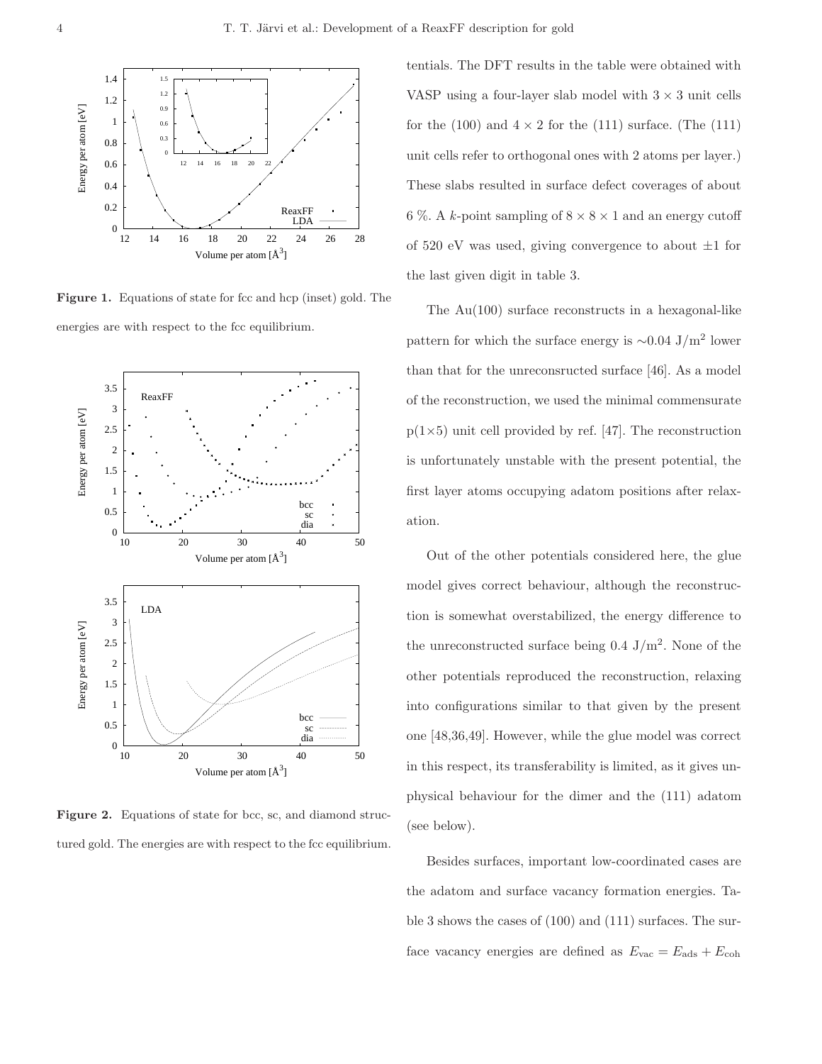**Figure 1.** Equations of state for fcc and hcp (inset) gold. The energies are with respect to the fcc equilibrium.

**Figure 2.** Equations of state for bcc, sc, and diamond structured gold. The energies are with respect to the fcc equilibrium.

tentials. The DFT results in the table were obtained with VASP using a four-layer slab model with $3 \times 3$ unit cells for the (100) and $4 \times 2$ for the (111) surface. (The (111) unit cells refer to orthogonal ones with 2 atoms per layer.) These slabs resulted in surface defect coverages of about 6 %. A $k$-point sampling of $8 \times 8 \times 1$ and an energy cutoff of 520 eV was used, giving convergence to about $\pm 1$ for the last given digit in table 3.

The Au(100) surface reconstructs in a hexagonal-like pattern for which the surface energy is $\sim$0.04 J/m$^2$ lower than that for the unreconsructed surface [46]. As a model of the reconstruction, we used the minimal commensurate p(1×5) unit cell provided by ref. [47]. The reconstruction is unfortunately unstable with the present potential, the first layer atoms occupying adatom positions after relaxation.

Out of the other potentials considered here, the glue model gives correct behaviour, although the reconstruction is somewhat overstabilized, the energy difference to the unreconstructed surface being 0.4 J/m$^2$. None of the other potentials reproduced the reconstruction, relaxing into configurations similar to that given by the present one [48,36,49]. However, while the glue model was correct in this respect, its transferability is limited, as it gives unphysical behaviour for the dimer and the (111) adatom (see below).

Besides surfaces, important low-coordinated cases are the adatom and surface vacancy formation energies. Table 3 shows the cases of (100) and (111) surfaces. The surface vacancy energies are defined as $E_{\text{vac}} = E_{\text{ads}} + E_{\text{coh}}$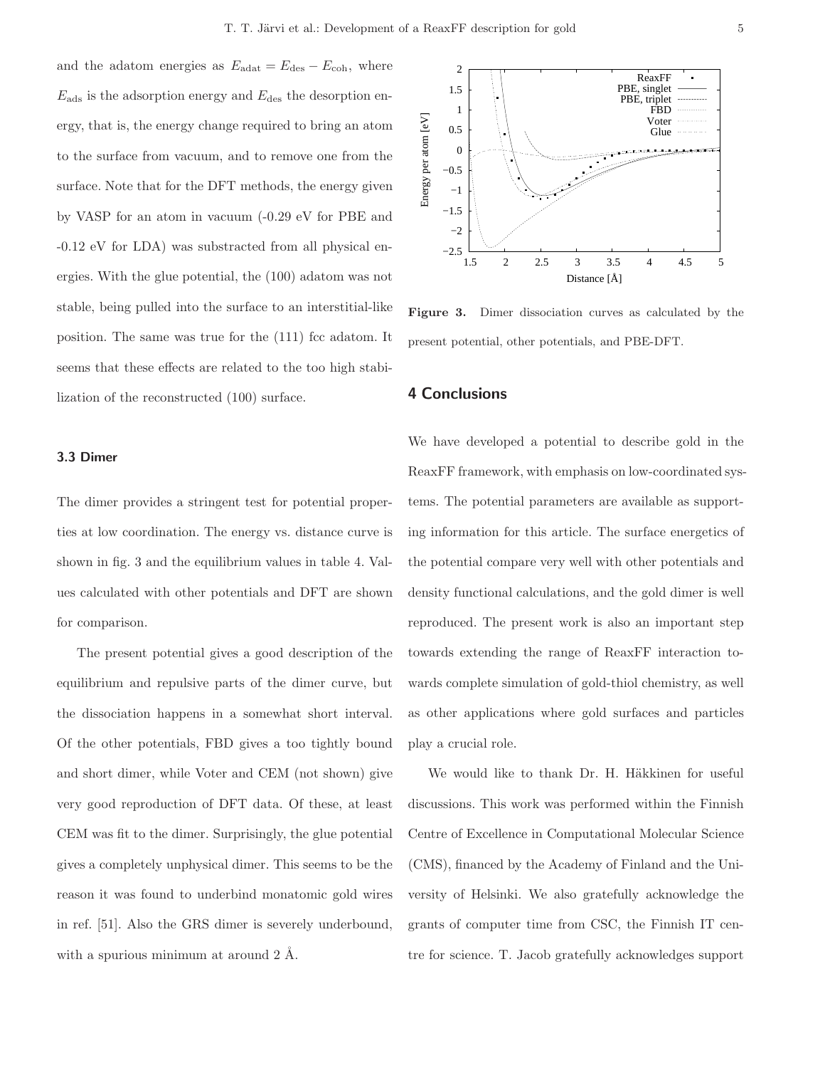and the adatom energies as $E_{\mathrm{adat}} = E_{\mathrm{des}} - E_{\mathrm{coh}}$, where $E_{\mathrm{ads}}$ is the adsorption energy and $E_{\mathrm{des}}$ the desorption energy, that is, the energy change required to bring an atom to the surface from vacuum, and to remove one from the surface. Note that for the DFT methods, the energy given by VASP for an atom in vacuum (-0.29 eV for PBE and -0.12 eV for LDA) was substracted from all physical energies. With the glue potential, the (100) adatom was not stable, being pulled into the surface to an interstitial-like position. The same was true for the (111) fcc adatom. It seems that these effects are related to the too high stabilization of the reconstructed (100) surface.

### 3.3 Dimer

The dimer provides a stringent test for potential properties at low coordination. The energy vs. distance curve is shown in fig. 3 and the equilibrium values in table 4. Values calculated with other potentials and DFT are shown for comparison.

The present potential gives a good description of the equilibrium and repulsive parts of the dimer curve, but the dissociation happens in a somewhat short interval. Of the other potentials, FBD gives a too tightly bound and short dimer, while Voter and CEM (not shown) give very good reproduction of DFT data. Of these, at least CEM was fit to the dimer. Surprisingly, the glue potential gives a completely unphysical dimer. This seems to be the reason it was found to underbind monatomic gold wires in ref. [51]. Also the GRS dimer is severely underbound, with a spurious minimum at around 2 Å.

**Figure 3.** Dimer dissociation curves as calculated by the present potential, other potentials, and PBE-DFT.

## 4 Conclusions

We have developed a potential to describe gold in the ReaxFF framework, with emphasis on low-coordinated systems. The potential parameters are available as supporting information for this article. The surface energetics of the potential compare very well with other potentials and density functional calculations, and the gold dimer is well reproduced. The present work is also an important step towards extending the range of ReaxFF interaction towards complete simulation of gold-thiol chemistry, as well as other applications where gold surfaces and particles play a crucial role.

We would like to thank Dr. H. Häkkinen for useful discussions. This work was performed within the Finnish Centre of Excellence in Computational Molecular Science (CMS), financed by the Academy of Finland and the University of Helsinki. We also gratefully acknowledge the grants of computer time from CSC, the Finnish IT centre for science. T. Jacob gratefully acknowledges support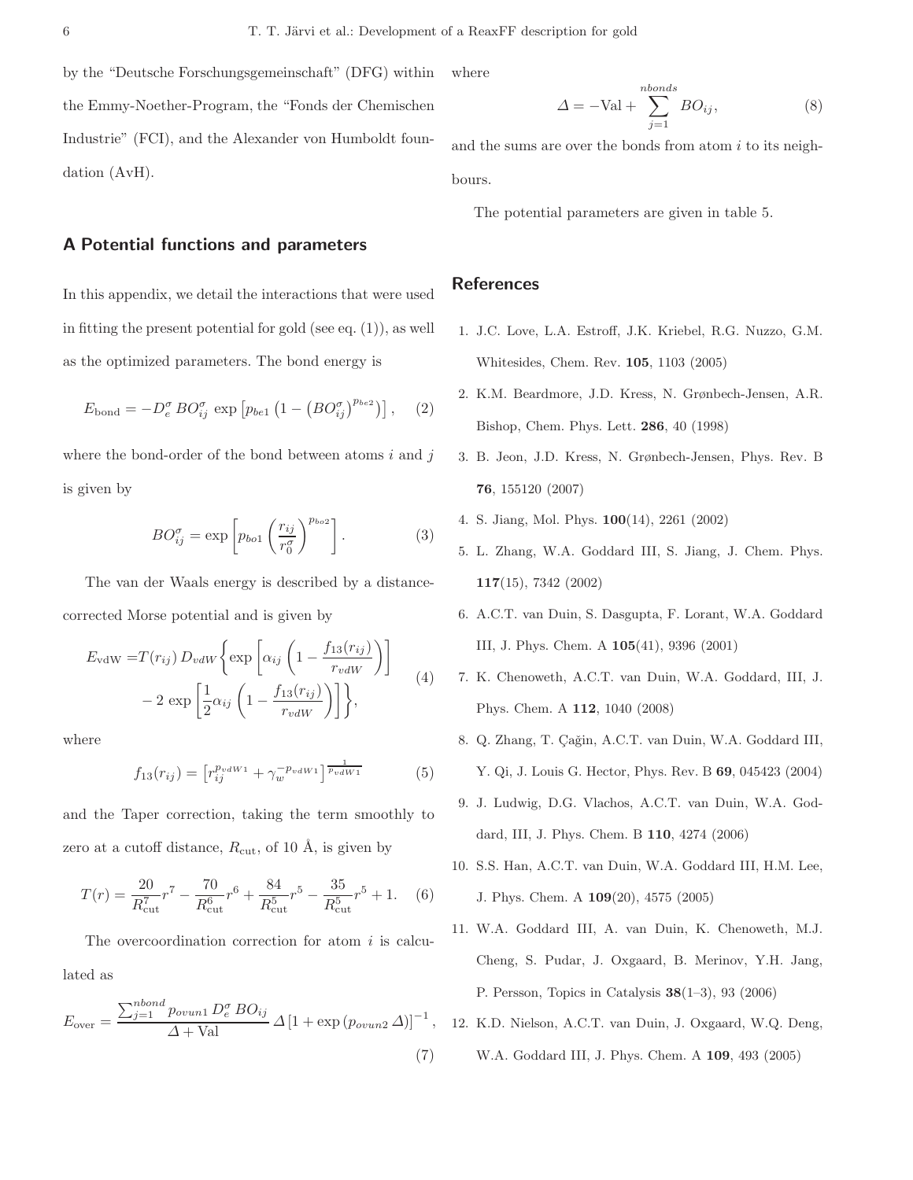by the "Deutsche Forschungsgemeinschaft" (DFG) within the Emmy-Noether-Program, the "Fonds der Chemischen Industrie" (FCI), and the Alexander von Humboldt foundation (AvH).

## A Potential functions and parameters

In this appendix, we detail the interactions that were used in fitting the present potential for gold (see eq. (1)), as well as the optimized parameters. The bond energy is

$$E_{\text{bond}} = -D_e^\sigma \, BO_{ij}^\sigma \, \exp\left[p_{be1}\left(1 - \left(BO_{ij}^\sigma\right)^{p_{be2}}\right)\right], \quad (2)$$

where the bond-order of the bond between atoms $i$ and $j$ is given by

$$BO_{ij}^\sigma = \exp\left[p_{bo1}\left(\frac{r_{ij}}{r_0^\sigma}\right)^{p_{bo2}}\right]. \quad (3)$$

The van der Waals energy is described by a distance-corrected Morse potential and is given by

$$\begin{aligned} E_{\text{vdW}} =& T(r_{ij})\, D_{vdW}\Bigg\{\exp\left[\alpha_{ij}\left(1 - \frac{f_{13}(r_{ij})}{r_{vdW}}\right)\right] \\ & - 2\,\exp\left[\frac{1}{2}\alpha_{ij}\left(1 - \frac{f_{13}(r_{ij})}{r_{vdW}}\right)\right]\Bigg\}, \end{aligned} \quad (4)$$

where

$$f_{13}(r_{ij}) = \left[r_{ij}^{p_{vdW1}} + \gamma_w^{-p_{vdW1}}\right]^{\frac{1}{p_{vdW1}}} \quad (5)$$

and the Taper correction, taking the term smoothly to zero at a cutoff distance, $R_{\text{cut}}$, of 10 Å, is given by

$$T(r) = \frac{20}{R_{\text{cut}}^7}r^7 - \frac{70}{R_{\text{cut}}^6}r^6 + \frac{84}{R_{\text{cut}}^5}r^5 - \frac{35}{R_{\text{cut}}^5}r^5 + 1. \quad (6)$$

The overcoordination correction for atom $i$ is calculated as

$$E_{\text{over}} = \frac{\sum_{j=1}^{nbond} p_{ovun1}\, D_e^\sigma \, BO_{ij}}{\Delta + \text{Val}}\, \Delta \left[1 + \exp\left(p_{ovun2}\,\Delta\right)\right]^{-1}, \quad (7)$$

where

$$\Delta = -\text{Val} + \sum_{j=1}^{nbonds} BO_{ij}, \quad (8)$$

and the sums are over the bonds from atom $i$ to its neighbours.

The potential parameters are given in table 5.

## References

1. J.C. Love, L.A. Estroff, J.K. Kriebel, R.G. Nuzzo, G.M. Whitesides, Chem. Rev. **105**, 1103 (2005)
2. K.M. Beardmore, J.D. Kress, N. Grønbech-Jensen, A.R. Bishop, Chem. Phys. Lett. **286**, 40 (1998)
3. B. Jeon, J.D. Kress, N. Grønbech-Jensen, Phys. Rev. B **76**, 155120 (2007)
4. S. Jiang, Mol. Phys. **100**(14), 2261 (2002)
5. L. Zhang, W.A. Goddard III, S. Jiang, J. Chem. Phys. **117**(15), 7342 (2002)
6. A.C.T. van Duin, S. Dasgupta, F. Lorant, W.A. Goddard III, J. Phys. Chem. A **105**(41), 9396 (2001)
7. K. Chenoweth, A.C.T. van Duin, W.A. Goddard, III, J. Phys. Chem. A **112**, 1040 (2008)
8. Q. Zhang, T. Çağin, A.C.T. van Duin, W.A. Goddard III, Y. Qi, J. Louis G. Hector, Phys. Rev. B **69**, 045423 (2004)
9. J. Ludwig, D.G. Vlachos, A.C.T. van Duin, W.A. Goddard, III, J. Phys. Chem. B **110**, 4274 (2006)
10. S.S. Han, A.C.T. van Duin, W.A. Goddard III, H.M. Lee, J. Phys. Chem. A **109**(20), 4575 (2005)
11. W.A. Goddard III, A. van Duin, K. Chenoweth, M.J. Cheng, S. Pudar, J. Oxgaard, B. Merinov, Y.H. Jang, P. Persson, Topics in Catalysis **38**(1–3), 93 (2006)
12. K.D. Nielson, A.C.T. van Duin, J. Oxgaard, W.Q. Deng, W.A. Goddard III, J. Phys. Chem. A **109**, 493 (2005)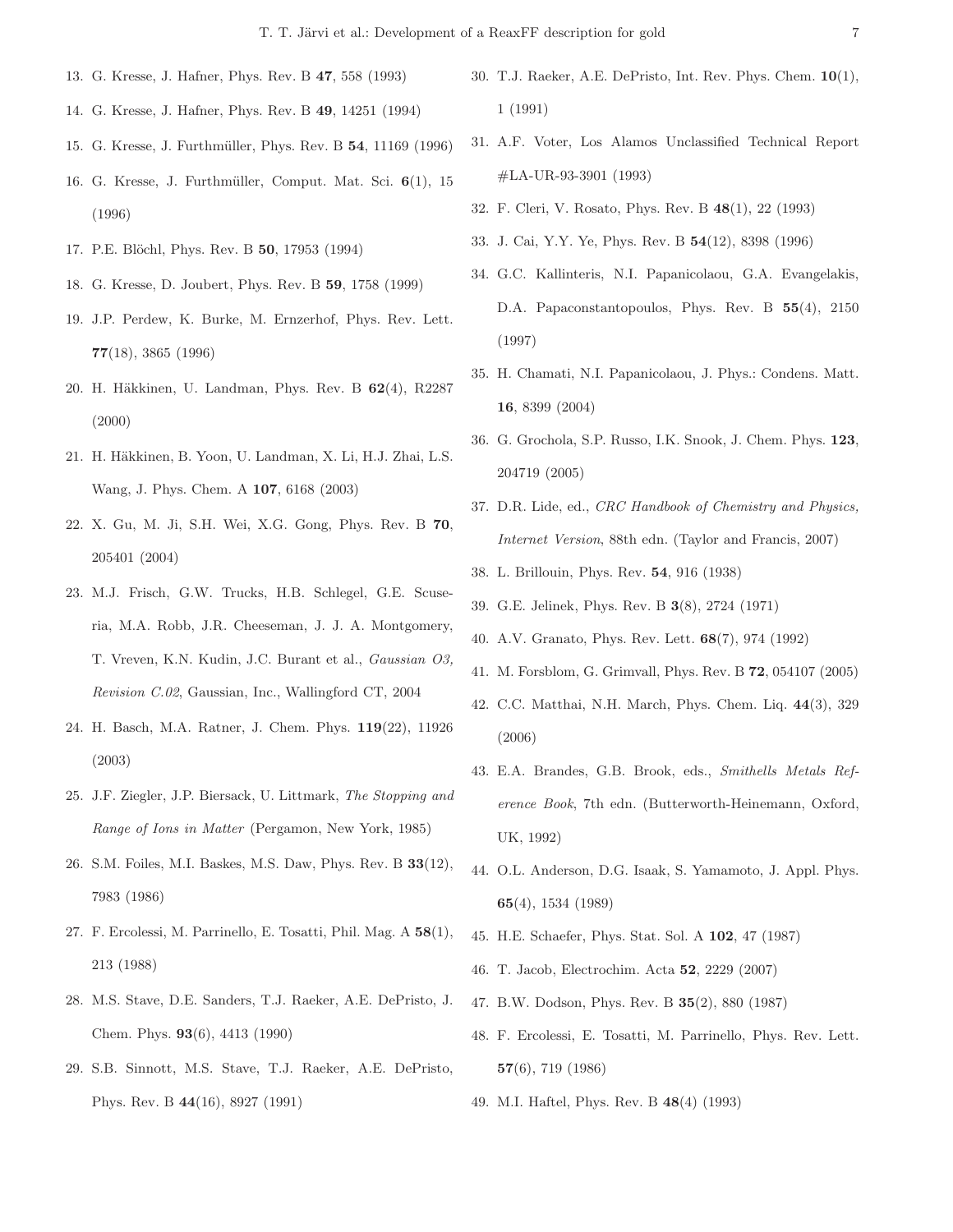13. G. Kresse, J. Hafner, Phys. Rev. B **47**, 558 (1993)
14. G. Kresse, J. Hafner, Phys. Rev. B **49**, 14251 (1994)
15. G. Kresse, J. Furthmüller, Phys. Rev. B **54**, 11169 (1996)
16. G. Kresse, J. Furthmüller, Comput. Mat. Sci. **6**(1), 15 (1996)
17. P.E. Blöchl, Phys. Rev. B **50**, 17953 (1994)
18. G. Kresse, D. Joubert, Phys. Rev. B **59**, 1758 (1999)
19. J.P. Perdew, K. Burke, M. Ernzerhof, Phys. Rev. Lett. **77**(18), 3865 (1996)
20. H. Häkkinen, U. Landman, Phys. Rev. B **62**(4), R2287 (2000)
21. H. Häkkinen, B. Yoon, U. Landman, X. Li, H.J. Zhai, L.S. Wang, J. Phys. Chem. A **107**, 6168 (2003)
22. X. Gu, M. Ji, S.H. Wei, X.G. Gong, Phys. Rev. B **70**, 205401 (2004)
23. M.J. Frisch, G.W. Trucks, H.B. Schlegel, G.E. Scuseria, M.A. Robb, J.R. Cheeseman, J. J. A. Montgomery, T. Vreven, K.N. Kudin, J.C. Burant et al., *Gaussian O3, Revision C.02*, Gaussian, Inc., Wallingford CT, 2004
24. H. Basch, M.A. Ratner, J. Chem. Phys. **119**(22), 11926 (2003)
25. J.F. Ziegler, J.P. Biersack, U. Littmark, *The Stopping and Range of Ions in Matter* (Pergamon, New York, 1985)
26. S.M. Foiles, M.I. Baskes, M.S. Daw, Phys. Rev. B **33**(12), 7983 (1986)
27. F. Ercolessi, M. Parrinello, E. Tosatti, Phil. Mag. A **58**(1), 213 (1988)
28. M.S. Stave, D.E. Sanders, T.J. Raeker, A.E. DePristo, J. Chem. Phys. **93**(6), 4413 (1990)
29. S.B. Sinnott, M.S. Stave, T.J. Raeker, A.E. DePristo, Phys. Rev. B **44**(16), 8927 (1991)
30. T.J. Raeker, A.E. DePristo, Int. Rev. Phys. Chem. **10**(1), 1 (1991)
31. A.F. Voter, Los Alamos Unclassified Technical Report #LA-UR-93-3901 (1993)
32. F. Cleri, V. Rosato, Phys. Rev. B **48**(1), 22 (1993)
33. J. Cai, Y.Y. Ye, Phys. Rev. B **54**(12), 8398 (1996)
34. G.C. Kallinteris, N.I. Papanicolaou, G.A. Evangelakis, D.A. Papaconstantopoulos, Phys. Rev. B **55**(4), 2150 (1997)
35. H. Chamati, N.I. Papanicolaou, J. Phys.: Condens. Matt. **16**, 8399 (2004)
36. G. Grochola, S.P. Russo, I.K. Snook, J. Chem. Phys. **123**, 204719 (2005)
37. D.R. Lide, ed., *CRC Handbook of Chemistry and Physics, Internet Version*, 88th edn. (Taylor and Francis, 2007)
38. L. Brillouin, Phys. Rev. **54**, 916 (1938)
39. G.E. Jelinek, Phys. Rev. B **3**(8), 2724 (1971)
40. A.V. Granato, Phys. Rev. Lett. **68**(7), 974 (1992)
41. M. Forsblom, G. Grimvall, Phys. Rev. B **72**, 054107 (2005)
42. C.C. Matthai, N.H. March, Phys. Chem. Liq. **44**(3), 329 (2006)
43. E.A. Brandes, G.B. Brook, eds., *Smithells Metals Reference Book*, 7th edn. (Butterworth-Heinemann, Oxford, UK, 1992)
44. O.L. Anderson, D.G. Isaak, S. Yamamoto, J. Appl. Phys. **65**(4), 1534 (1989)
45. H.E. Schaefer, Phys. Stat. Sol. A **102**, 47 (1987)
46. T. Jacob, Electrochim. Acta **52**, 2229 (2007)
47. B.W. Dodson, Phys. Rev. B **35**(2), 880 (1987)
48. F. Ercolessi, E. Tosatti, M. Parrinello, Phys. Rev. Lett. **57**(6), 719 (1986)
49. M.I. Haftel, Phys. Rev. B **48**(4) (1993)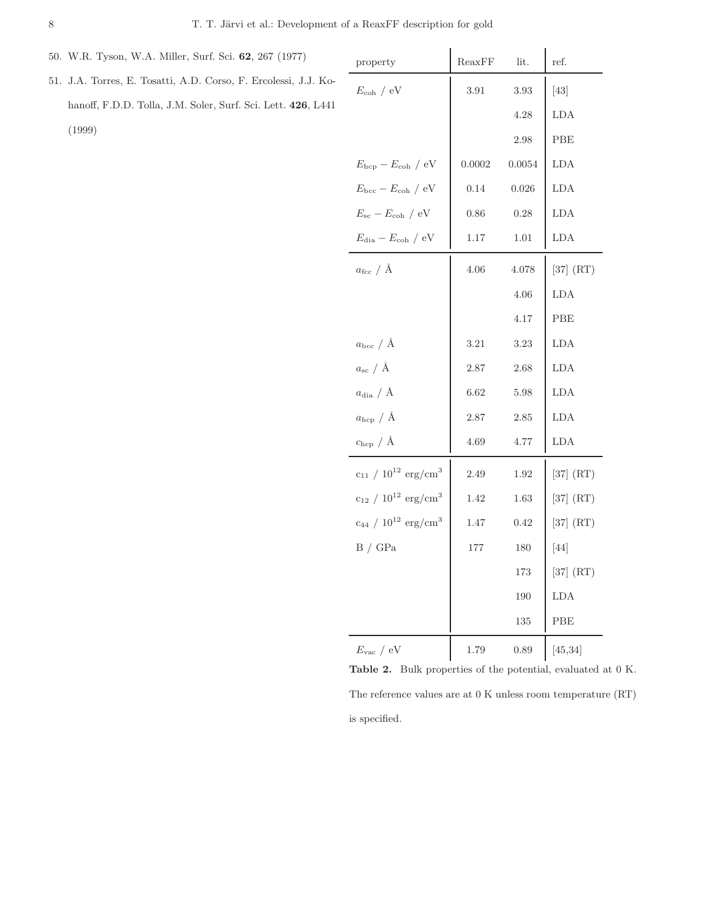50. W.R. Tyson, W.A. Miller, Surf. Sci. **62**, 267 (1977)

51. J.A. Torres, E. Tosatti, A.D. Corso, F. Ercolessi, J.J. Kohanoff, F.D.D. Tolla, J.M. Soler, Surf. Sci. Lett. **426**, L441 (1999)

| property | ReaxFF | lit. | ref. |
|---|---|---|---|
| $E_{\mathrm{coh}}$ / eV | 3.91 | 3.93 | [43] |
| | | 4.28 | LDA |
| | | 2.98 | PBE |
| $E_{\mathrm{hcp}} - E_{\mathrm{coh}}$ / eV | 0.0002 | 0.0054 | LDA |
| $E_{\mathrm{bcc}} - E_{\mathrm{coh}}$ / eV | 0.14 | 0.026 | LDA |
| $E_{\mathrm{sc}} - E_{\mathrm{coh}}$ / eV | 0.86 | 0.28 | LDA |
| $E_{\mathrm{dia}} - E_{\mathrm{coh}}$ / eV | 1.17 | 1.01 | LDA |
| $a_{\mathrm{fcc}}$ / Å | 4.06 | 4.078 | [37] (RT) |
| | | 4.06 | LDA |
| | | 4.17 | PBE |
| $a_{\mathrm{bcc}}$ / Å | 3.21 | 3.23 | LDA |
| $a_{\mathrm{sc}}$ / Å | 2.87 | 2.68 | LDA |
| $a_{\mathrm{dia}}$ / Å | 6.62 | 5.98 | LDA |
| $a_{\mathrm{hcp}}$ / Å | 2.87 | 2.85 | LDA |
| $c_{\mathrm{hcp}}$ / Å | 4.69 | 4.77 | LDA |
| $c_{11}$ / $10^{12}$ erg/cm$^3$ | 2.49 | 1.92 | [37] (RT) |
| $c_{12}$ / $10^{12}$ erg/cm$^3$ | 1.42 | 1.63 | [37] (RT) |
| $c_{44}$ / $10^{12}$ erg/cm$^3$ | 1.47 | 0.42 | [37] (RT) |
| B / GPa | 177 | 180 | [44] |
| | | 173 | [37] (RT) |
| | | 190 | LDA |
| | | 135 | PBE |
| $E_{\mathrm{vac}}$ / eV | 1.79 | 0.89 | [45,34] |

**Table 2.** Bulk properties of the potential, evaluated at 0 K. The reference values are at 0 K unless room temperature (RT) is specified.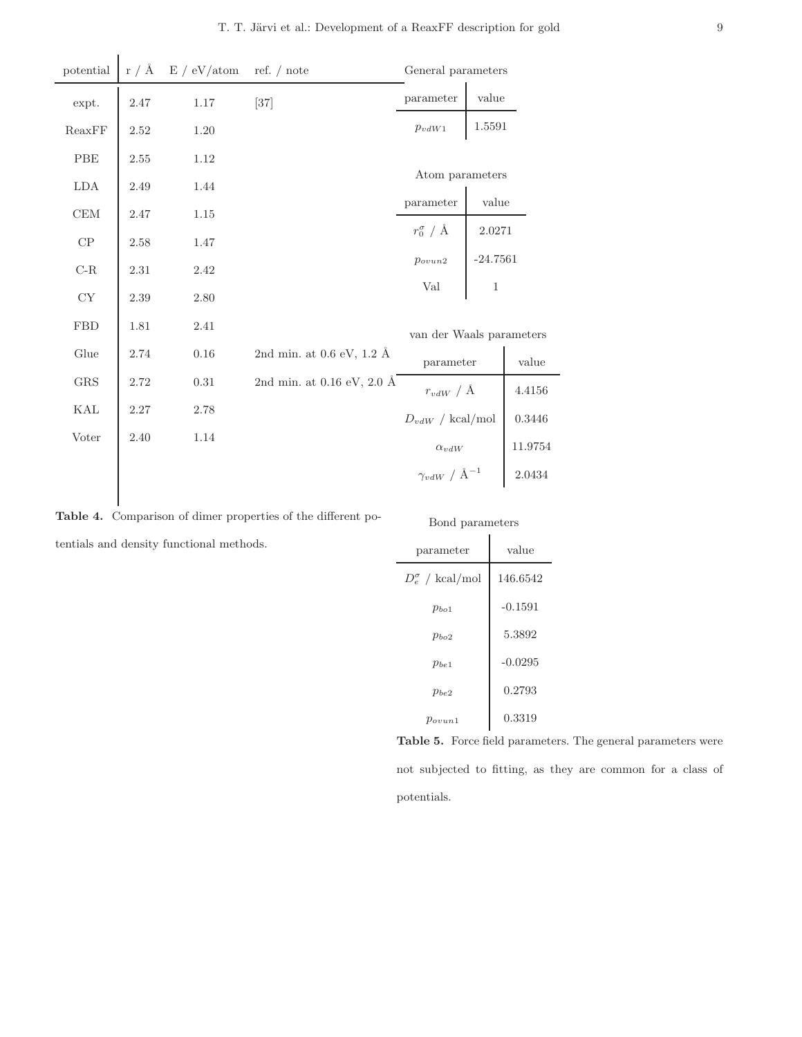| potential | r / Å | E / eV/atom | ref. / note |
|---|---|---|---|
| expt. | 2.47 | 1.17 | [37] |
| ReaxFF | 2.52 | 1.20 | |
| PBE | 2.55 | 1.12 | |
| LDA | 2.49 | 1.44 | |
| CEM | 2.47 | 1.15 | |
| CP | 2.58 | 1.47 | |
| C-R | 2.31 | 2.42 | |
| CY | 2.39 | 2.80 | |
| FBD | 1.81 | 2.41 | |
| Glue | 2.74 | 0.16 | 2nd min. at 0.6 eV, 1.2 Å |
| GRS | 2.72 | 0.31 | 2nd min. at 0.16 eV, 2.0 Å |
| KAL | 2.27 | 2.78 | |
| Voter | 2.40 | 1.14 | |

**Table 4.** Comparison of dimer properties of the different potentials and density functional methods.

General parameters

| parameter | value |
|---|---|
| $p_{vdW1}$ | 1.5591 |

Atom parameters

| parameter | value |
|---|---|
| $r_0^\sigma$ / Å | 2.0271 |
| $p_{ovun2}$ | -24.7561 |
| Val | 1 |

van der Waals parameters

| parameter | value |
|---|---|
| $r_{vdW}$ / Å | 4.4156 |
| $D_{vdW}$ / kcal/mol | 0.3446 |
| $\alpha_{vdW}$ | 11.9754 |
| $\gamma_{vdW}$ / Å$^{-1}$ | 2.0434 |

Bond parameters

| parameter | value |
|---|---|
| $D_e^\sigma$ / kcal/mol | 146.6542 |
| $p_{bo1}$ | -0.1591 |
| $p_{bo2}$ | 5.3892 |
| $p_{be1}$ | -0.0295 |
| $p_{be2}$ | 0.2793 |
| $p_{ovun1}$ | 0.3319 |

**Table 5.** Force field parameters. The general parameters were not subjected to fitting, as they are common for a class of potentials.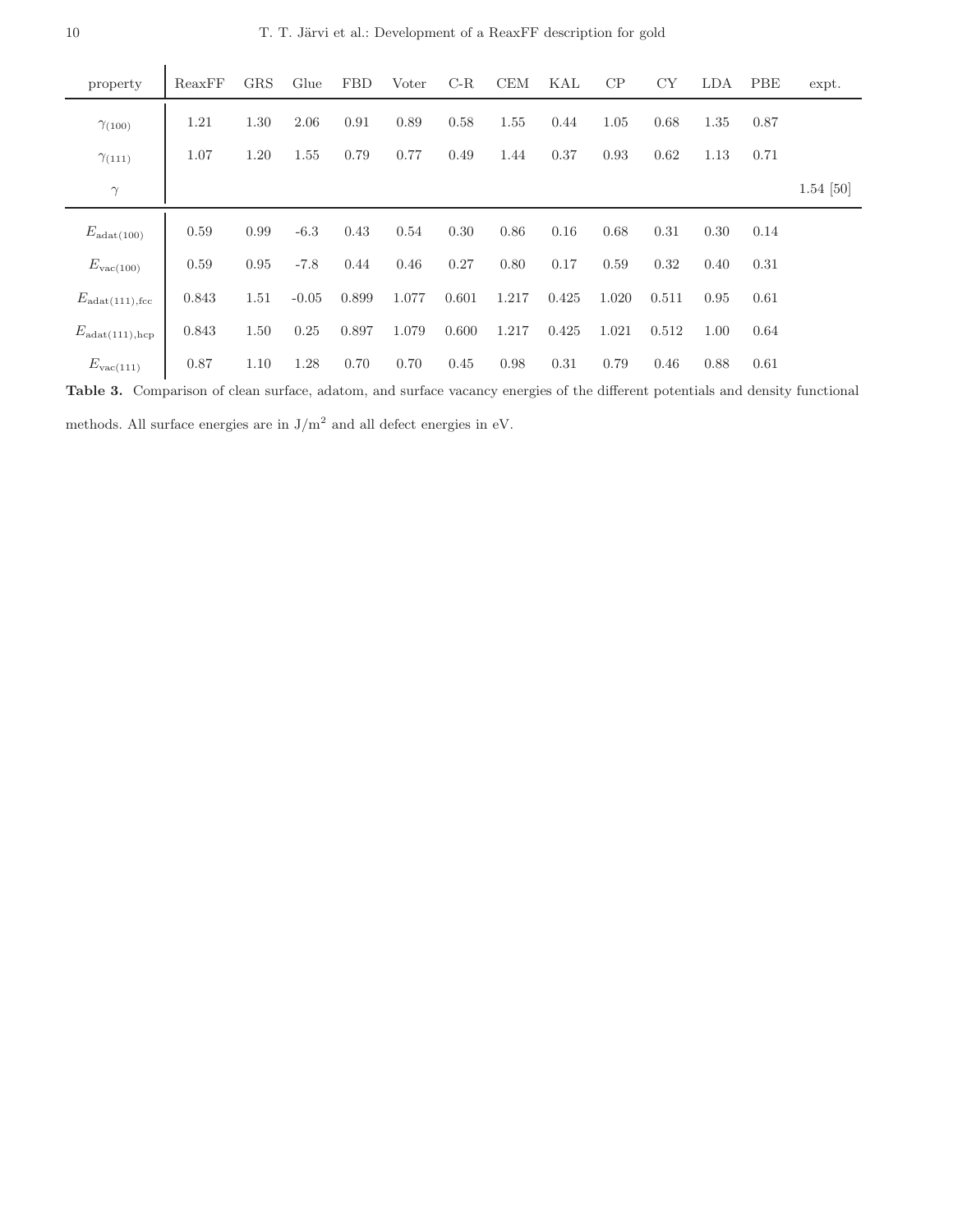| property | ReaxFF | GRS | Glue | FBD | Voter | C-R | CEM | KAL | CP | CY | LDA | PBE | expt. |
|---|---|---|---|---|---|---|---|---|---|---|---|---|---|
| $\gamma_{(100)}$ | 1.21 | 1.30 | 2.06 | 0.91 | 0.89 | 0.58 | 1.55 | 0.44 | 1.05 | 0.68 | 1.35 | 0.87 | |
| $\gamma_{(111)}$ | 1.07 | 1.20 | 1.55 | 0.79 | 0.77 | 0.49 | 1.44 | 0.37 | 0.93 | 0.62 | 1.13 | 0.71 | |
| $\gamma$ | | | | | | | | | | | | | 1.54 [50] |
| $E_{\mathrm{adat}(100)}$ | 0.59 | 0.99 | -6.3 | 0.43 | 0.54 | 0.30 | 0.86 | 0.16 | 0.68 | 0.31 | 0.30 | 0.14 | |
| $E_{\mathrm{vac}(100)}$ | 0.59 | 0.95 | -7.8 | 0.44 | 0.46 | 0.27 | 0.80 | 0.17 | 0.59 | 0.32 | 0.40 | 0.31 | |
| $E_{\mathrm{adat}(111),\mathrm{fcc}}$ | 0.843 | 1.51 | -0.05 | 0.899 | 1.077 | 0.601 | 1.217 | 0.425 | 1.020 | 0.511 | 0.95 | 0.61 | |
| $E_{\mathrm{adat}(111),\mathrm{hcp}}$ | 0.843 | 1.50 | 0.25 | 0.897 | 1.079 | 0.600 | 1.217 | 0.425 | 1.021 | 0.512 | 1.00 | 0.64 | |
| $E_{\mathrm{vac}(111)}$ | 0.87 | 1.10 | 1.28 | 0.70 | 0.70 | 0.45 | 0.98 | 0.31 | 0.79 | 0.46 | 0.88 | 0.61 | |

**Table 3.** Comparison of clean surface, adatom, and surface vacancy energies of the different potentials and density functional methods. All surface energies are in J/m$^2$ and all defect energies in eV.